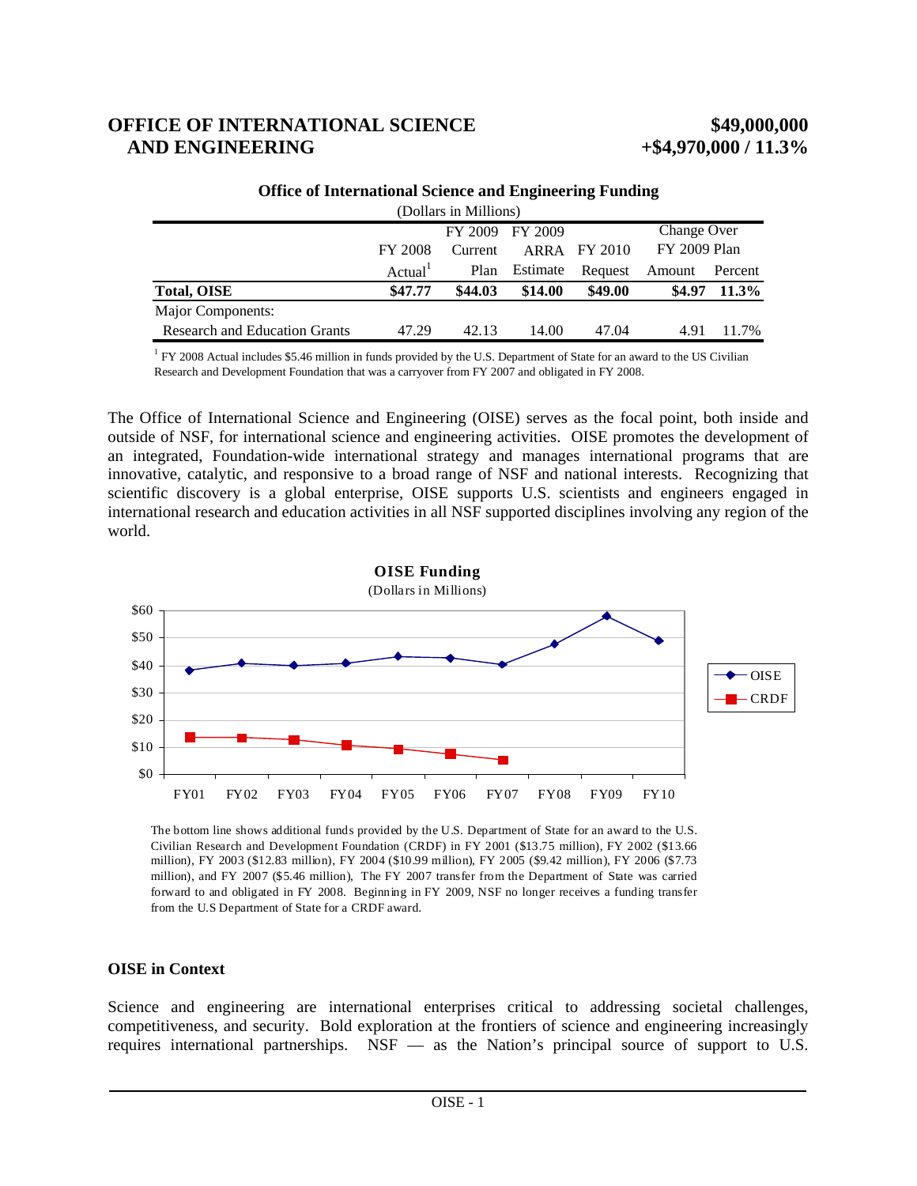# OFFICE OF INTERNATIONAL SCIENCE AND ENGINEERING

**$49,000,000**
**+$4,970,000 / 11.3%**

**Office of International Science and Engineering Funding**
(Dollars in Millions)

| | FY 2008 Actual[1] | FY 2009 Current Plan | FY 2009 ARRA Estimate | FY 2010 Request | Change Over FY 2009 Plan Amount | Change Over FY 2009 Plan Percent |
|---|---|---|---|---|---|---|
| **Total, OISE** | **$47.77** | **$44.03** | **$14.00** | **$49.00** | **$4.97** | **11.3%** |
| Major Components: | | | | | | |
| Research and Education Grants | 47.29 | 42.13 | 14.00 | 47.04 | 4.91 | 11.7% |

[1] FY 2008 Actual includes $5.46 million in funds provided by the U.S. Department of State for an award to the US Civilian Research and Development Foundation that was a carryover from FY 2007 and obligated in FY 2008.

The Office of International Science and Engineering (OISE) serves as the focal point, both inside and outside of NSF, for international science and engineering activities. OISE promotes the development of an integrated, Foundation-wide international strategy and manages international programs that are innovative, catalytic, and responsive to a broad range of NSF and national interests. Recognizing that scientific discovery is a global enterprise, OISE supports U.S. scientists and engineers engaged in international research and education activities in all NSF supported disciplines involving any region of the world.

**OISE Funding**
(Dollars in Millions)

The bottom line shows additional funds provided by the U.S. Department of State for an award to the U.S. Civilian Research and Development Foundation (CRDF) in FY 2001 ($13.75 million), FY 2002 ($13.66 million), FY 2003 ($12.83 million), FY 2004 ($10.99 million), FY 2005 ($9.42 million), FY 2006 ($7.73 million), and FY 2007 ($5.46 million), The FY 2007 transfer from the Department of State was carried forward to and obligated in FY 2008. Beginning in FY 2009, NSF no longer receives a funding transfer from the U.S Department of State for a CRDF award.

### OISE in Context

Science and engineering are international enterprises critical to addressing societal challenges, competitiveness, and security. Bold exploration at the frontiers of science and engineering increasingly requires international partnerships. NSF — as the Nation's principal source of support to U.S.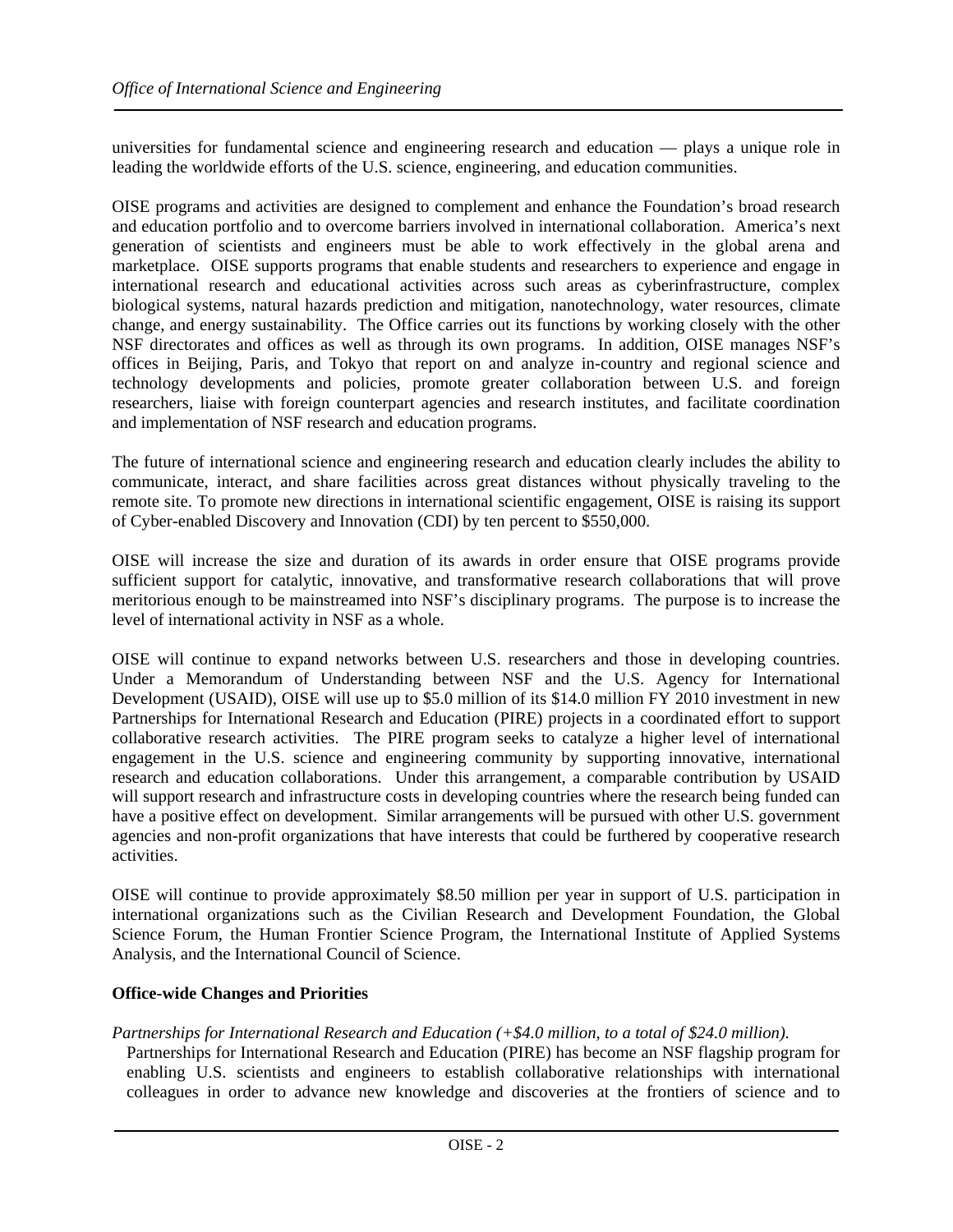universities for fundamental science and engineering research and education — plays a unique role in leading the worldwide efforts of the U.S. science, engineering, and education communities.

OISE programs and activities are designed to complement and enhance the Foundation's broad research and education portfolio and to overcome barriers involved in international collaboration. America's next generation of scientists and engineers must be able to work effectively in the global arena and marketplace. OISE supports programs that enable students and researchers to experience and engage in international research and educational activities across such areas as cyberinfrastructure, complex biological systems, natural hazards prediction and mitigation, nanotechnology, water resources, climate change, and energy sustainability. The Office carries out its functions by working closely with the other NSF directorates and offices as well as through its own programs. In addition, OISE manages NSF's offices in Beijing, Paris, and Tokyo that report on and analyze in-country and regional science and technology developments and policies, promote greater collaboration between U.S. and foreign researchers, liaise with foreign counterpart agencies and research institutes, and facilitate coordination and implementation of NSF research and education programs.

The future of international science and engineering research and education clearly includes the ability to communicate, interact, and share facilities across great distances without physically traveling to the remote site. To promote new directions in international scientific engagement, OISE is raising its support of Cyber-enabled Discovery and Innovation (CDI) by ten percent to $550,000.

OISE will increase the size and duration of its awards in order ensure that OISE programs provide sufficient support for catalytic, innovative, and transformative research collaborations that will prove meritorious enough to be mainstreamed into NSF's disciplinary programs. The purpose is to increase the level of international activity in NSF as a whole.

OISE will continue to expand networks between U.S. researchers and those in developing countries. Under a Memorandum of Understanding between NSF and the U.S. Agency for International Development (USAID), OISE will use up to $5.0 million of its $14.0 million FY 2010 investment in new Partnerships for International Research and Education (PIRE) projects in a coordinated effort to support collaborative research activities. The PIRE program seeks to catalyze a higher level of international engagement in the U.S. science and engineering community by supporting innovative, international research and education collaborations. Under this arrangement, a comparable contribution by USAID will support research and infrastructure costs in developing countries where the research being funded can have a positive effect on development. Similar arrangements will be pursued with other U.S. government agencies and non-profit organizations that have interests that could be furthered by cooperative research activities.

OISE will continue to provide approximately $8.50 million per year in support of U.S. participation in international organizations such as the Civilian Research and Development Foundation, the Global Science Forum, the Human Frontier Science Program, the International Institute of Applied Systems Analysis, and the International Council of Science.

**Office-wide Changes and Priorities**

*Partnerships for International Research and Education (+$4.0 million, to a total of $24.0 million).*

Partnerships for International Research and Education (PIRE) has become an NSF flagship program for enabling U.S. scientists and engineers to establish collaborative relationships with international colleagues in order to advance new knowledge and discoveries at the frontiers of science and to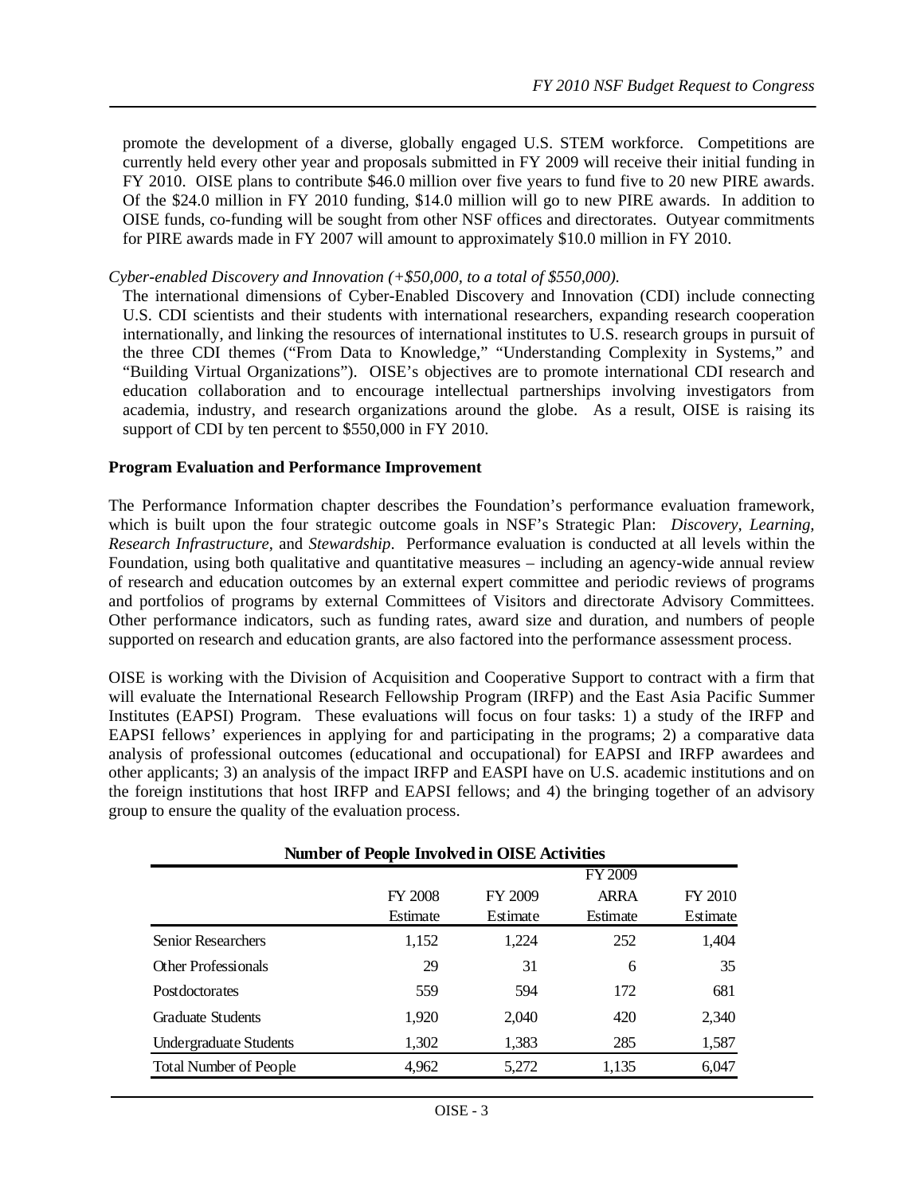promote the development of a diverse, globally engaged U.S. STEM workforce. Competitions are currently held every other year and proposals submitted in FY 2009 will receive their initial funding in FY 2010. OISE plans to contribute $46.0 million over five years to fund five to 20 new PIRE awards. Of the $24.0 million in FY 2010 funding, $14.0 million will go to new PIRE awards. In addition to OISE funds, co-funding will be sought from other NSF offices and directorates. Outyear commitments for PIRE awards made in FY 2007 will amount to approximately $10.0 million in FY 2010.

*Cyber-enabled Discovery and Innovation (+$50,000, to a total of $550,000).*

The international dimensions of Cyber-Enabled Discovery and Innovation (CDI) include connecting U.S. CDI scientists and their students with international researchers, expanding research cooperation internationally, and linking the resources of international institutes to U.S. research groups in pursuit of the three CDI themes ("From Data to Knowledge," "Understanding Complexity in Systems," and "Building Virtual Organizations"). OISE's objectives are to promote international CDI research and education collaboration and to encourage intellectual partnerships involving investigators from academia, industry, and research organizations around the globe. As a result, OISE is raising its support of CDI by ten percent to $550,000 in FY 2010.

**Program Evaluation and Performance Improvement**

The Performance Information chapter describes the Foundation's performance evaluation framework, which is built upon the four strategic outcome goals in NSF's Strategic Plan: *Discovery*, *Learning*, *Research Infrastructure*, and *Stewardship*. Performance evaluation is conducted at all levels within the Foundation, using both qualitative and quantitative measures – including an agency-wide annual review of research and education outcomes by an external expert committee and periodic reviews of programs and portfolios of programs by external Committees of Visitors and directorate Advisory Committees. Other performance indicators, such as funding rates, award size and duration, and numbers of people supported on research and education grants, are also factored into the performance assessment process.

OISE is working with the Division of Acquisition and Cooperative Support to contract with a firm that will evaluate the International Research Fellowship Program (IRFP) and the East Asia Pacific Summer Institutes (EAPSI) Program. These evaluations will focus on four tasks: 1) a study of the IRFP and EAPSI fellows' experiences in applying for and participating in the programs; 2) a comparative data analysis of professional outcomes (educational and occupational) for EAPSI and IRFP awardees and other applicants; 3) an analysis of the impact IRFP and EASPI have on U.S. academic institutions and on the foreign institutions that host IRFP and EAPSI fellows; and 4) the bringing together of an advisory group to ensure the quality of the evaluation process.

**Number of People Involved in OISE Activities**

| | FY 2008 Estimate | FY 2009 Estimate | FY 2009 ARRA Estimate | FY 2010 Estimate |
|---|---|---|---|---|
| Senior Researchers | 1,152 | 1,224 | 252 | 1,404 |
| Other Professionals | 29 | 31 | 6 | 35 |
| Postdoctorates | 559 | 594 | 172 | 681 |
| Graduate Students | 1,920 | 2,040 | 420 | 2,340 |
| Undergraduate Students | 1,302 | 1,383 | 285 | 1,587 |
| Total Number of People | 4,962 | 5,272 | 1,135 | 6,047 |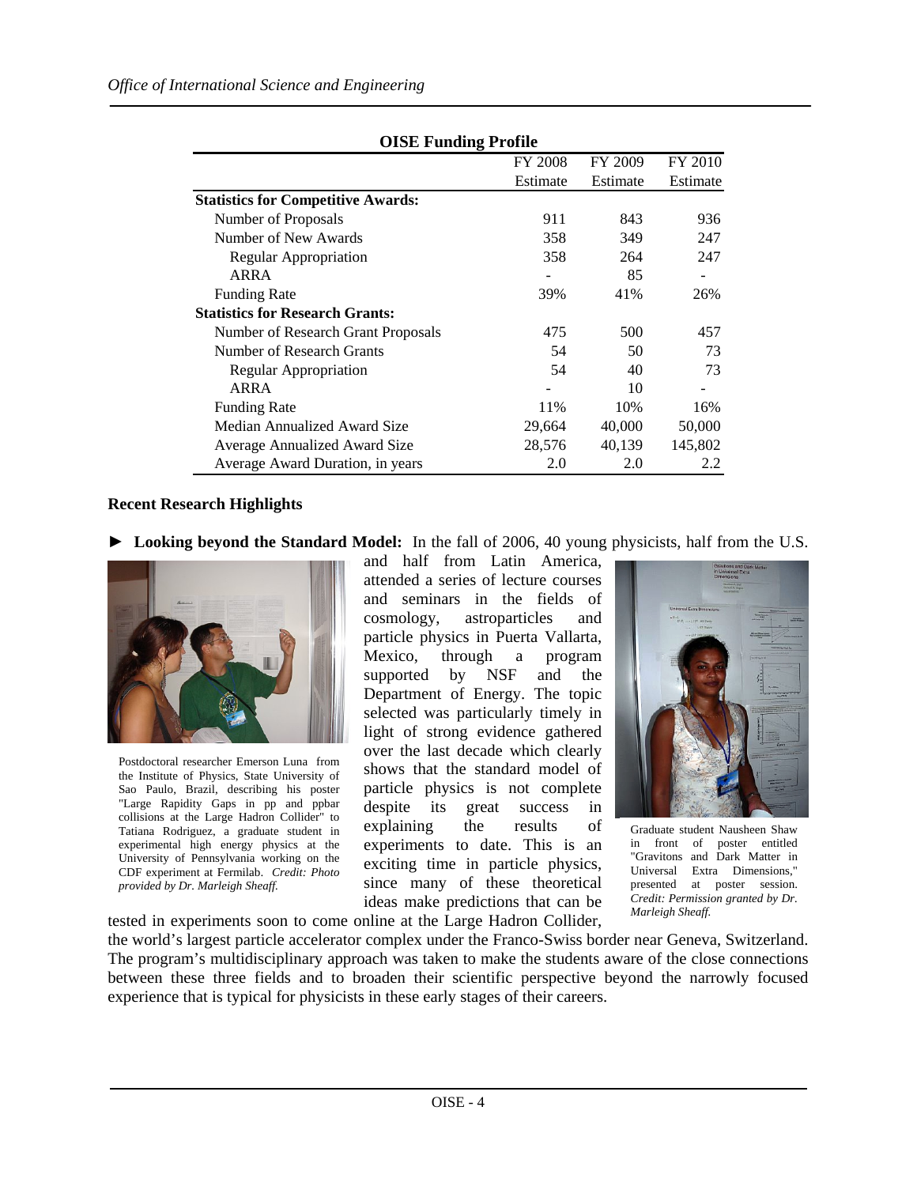**OISE Funding Profile**

| | FY 2008 Estimate | FY 2009 Estimate | FY 2010 Estimate |
|---|---|---|---|
| **Statistics for Competitive Awards:** | | | |
| Number of Proposals | 911 | 843 | 936 |
| Number of New Awards | 358 | 349 | 247 |
| Regular Appropriation | 358 | 264 | 247 |
| ARRA | - | 85 | - |
| Funding Rate | 39% | 41% | 26% |
| **Statistics for Research Grants:** | | | |
| Number of Research Grant Proposals | 475 | 500 | 457 |
| Number of Research Grants | 54 | 50 | 73 |
| Regular Appropriation | 54 | 40 | 73 |
| ARRA | - | 10 | - |
| Funding Rate | 11% | 10% | 16% |
| Median Annualized Award Size | 29,664 | 40,000 | 50,000 |
| Average Annualized Award Size | 28,576 | 40,139 | 145,802 |
| Average Award Duration, in years | 2.0 | 2.0 | 2.2 |

### Recent Research Highlights

► **Looking beyond the Standard Model:** In the fall of 2006, 40 young physicists, half from the U.S. and half from Latin America, attended a series of lecture courses and seminars in the fields of cosmology, astroparticles and particle physics in Puerta Vallarta, Mexico, through a program supported by NSF and the Department of Energy. The topic selected was particularly timely in light of strong evidence gathered over the last decade which clearly shows that the standard model of particle physics is not complete despite its great success in explaining the results of experiments to date. This is an exciting time in particle physics, since many of these theoretical ideas make predictions that can be tested in experiments soon to come online at the Large Hadron Collider, the world's largest particle accelerator complex under the Franco-Swiss border near Geneva, Switzerland. The program's multidisciplinary approach was taken to make the students aware of the close connections between these three fields and to broaden their scientific perspective beyond the narrowly focused experience that is typical for physicists in these early stages of their careers.

Postdoctoral researcher Emerson Luna from the Institute of Physics, State University of Sao Paulo, Brazil, describing his poster "Large Rapidity Gaps in pp and ppbar collisions at the Large Hadron Collider" to Tatiana Rodriguez, a graduate student in experimental high energy physics at the University of Pennsylvania working on the CDF experiment at Fermilab. *Credit: Photo provided by Dr. Marleigh Sheaff.*

Graduate student Nausheen Shaw in front of poster entitled "Gravitons and Dark Matter in Universal Extra Dimensions," presented at poster session. *Credit: Permission granted by Dr. Marleigh Sheaff.*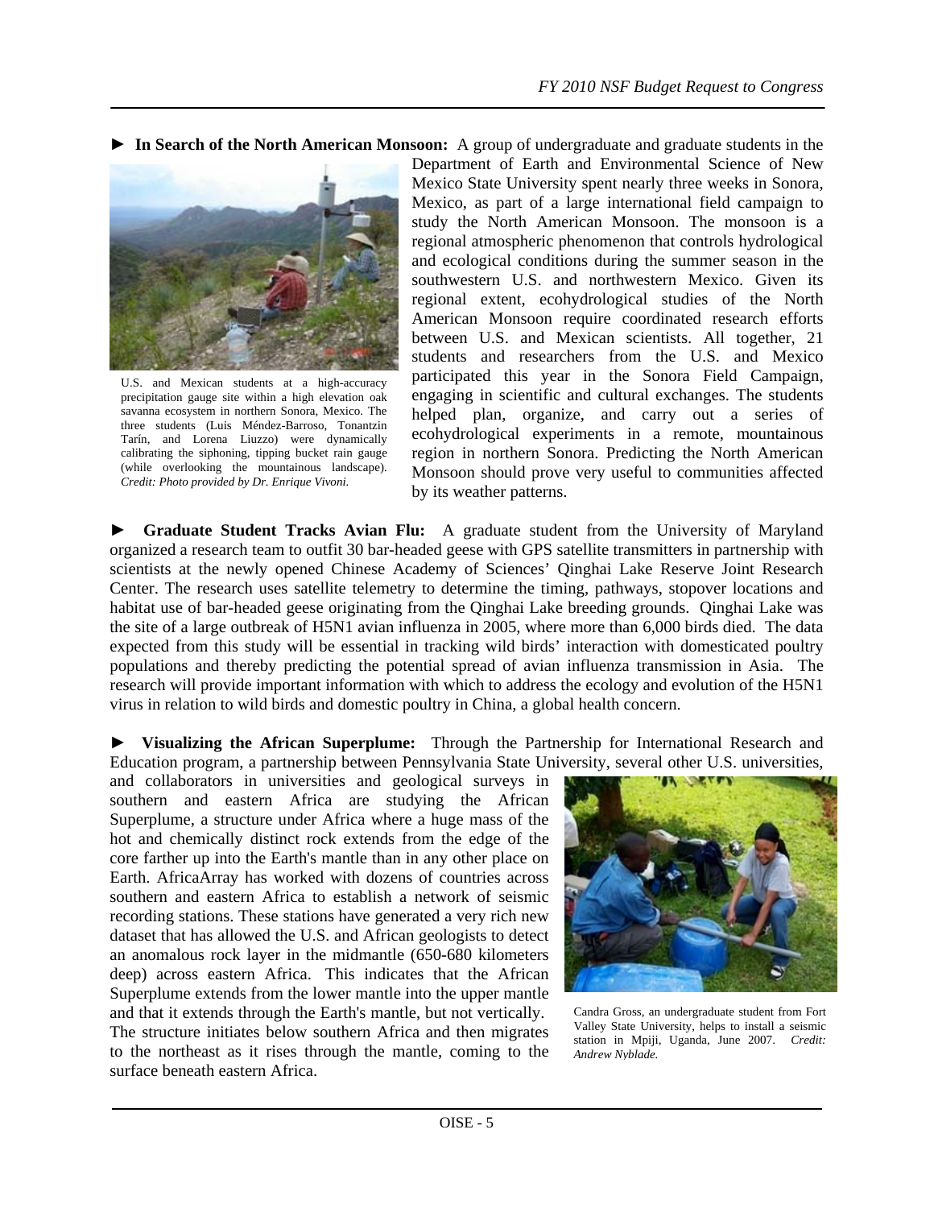► **In Search of the North American Monsoon:** A group of undergraduate and graduate students in the Department of Earth and Environmental Science of New Mexico State University spent nearly three weeks in Sonora, Mexico, as part of a large international field campaign to study the North American Monsoon. The monsoon is a regional atmospheric phenomenon that controls hydrological and ecological conditions during the summer season in the southwestern U.S. and northwestern Mexico. Given its regional extent, ecohydrological studies of the North American Monsoon require coordinated research efforts between U.S. and Mexican scientists. All together, 21 students and researchers from the U.S. and Mexico participated this year in the Sonora Field Campaign, engaging in scientific and cultural exchanges. The students helped plan, organize, and carry out a series of ecohydrological experiments in a remote, mountainous region in northern Sonora. Predicting the North American Monsoon should prove very useful to communities affected by its weather patterns.

U.S. and Mexican students at a high-accuracy precipitation gauge site within a high elevation oak savanna ecosystem in northern Sonora, Mexico. The three students (Luis Méndez-Barroso, Tonantzin Tarín, and Lorena Liuzzo) were dynamically calibrating the siphoning, tipping bucket rain gauge (while overlooking the mountainous landscape). *Credit: Photo provided by Dr. Enrique Vivoni.*

► **Graduate Student Tracks Avian Flu:** A graduate student from the University of Maryland organized a research team to outfit 30 bar-headed geese with GPS satellite transmitters in partnership with scientists at the newly opened Chinese Academy of Sciences' Qinghai Lake Reserve Joint Research Center. The research uses satellite telemetry to determine the timing, pathways, stopover locations and habitat use of bar-headed geese originating from the Qinghai Lake breeding grounds. Qinghai Lake was the site of a large outbreak of H5N1 avian influenza in 2005, where more than 6,000 birds died. The data expected from this study will be essential in tracking wild birds' interaction with domesticated poultry populations and thereby predicting the potential spread of avian influenza transmission in Asia. The research will provide important information with which to address the ecology and evolution of the H5N1 virus in relation to wild birds and domestic poultry in China, a global health concern.

► **Visualizing the African Superplume:** Through the Partnership for International Research and Education program, a partnership between Pennsylvania State University, several other U.S. universities, and collaborators in universities and geological surveys in southern and eastern Africa are studying the African Superplume, a structure under Africa where a huge mass of the hot and chemically distinct rock extends from the edge of the core farther up into the Earth's mantle than in any other place on Earth. AfricaArray has worked with dozens of countries across southern and eastern Africa to establish a network of seismic recording stations. These stations have generated a very rich new dataset that has allowed the U.S. and African geologists to detect an anomalous rock layer in the midmantle (650-680 kilometers deep) across eastern Africa. This indicates that the African Superplume extends from the lower mantle into the upper mantle and that it extends through the Earth's mantle, but not vertically. The structure initiates below southern Africa and then migrates to the northeast as it rises through the mantle, coming to the surface beneath eastern Africa.

Candra Gross, an undergraduate student from Fort Valley State University, helps to install a seismic station in Mpiji, Uganda, June 2007. *Credit: Andrew Nyblade.*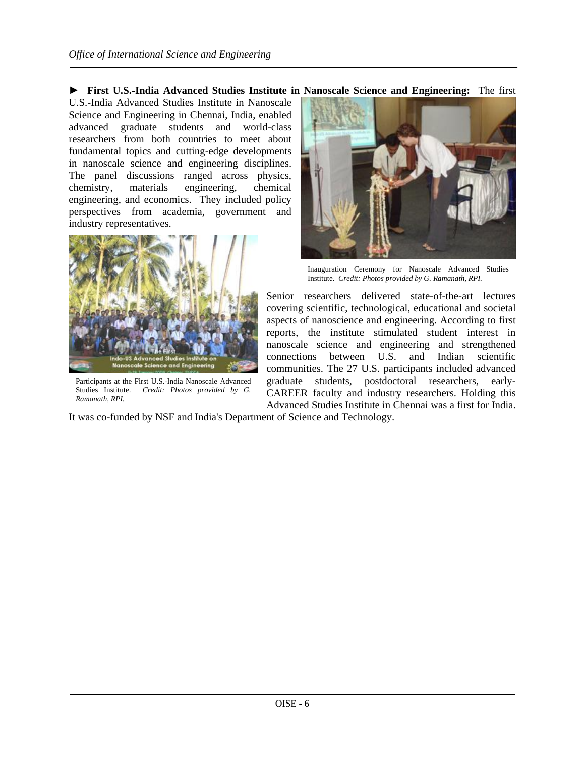► **First U.S.-India Advanced Studies Institute in Nanoscale Science and Engineering:** The first U.S.-India Advanced Studies Institute in Nanoscale Science and Engineering in Chennai, India, enabled advanced graduate students and world-class researchers from both countries to meet about fundamental topics and cutting-edge developments in nanoscale science and engineering disciplines. The panel discussions ranged across physics, chemistry, materials engineering, chemical engineering, and economics. They included policy perspectives from academia, government and industry representatives.

Inauguration Ceremony for Nanoscale Advanced Studies Institute. *Credit: Photos provided by G. Ramanath, RPI.*

Participants at the First U.S.-India Nanoscale Advanced Studies Institute. *Credit: Photos provided by G. Ramanath, RPI.*

Senior researchers delivered state-of-the-art lectures covering scientific, technological, educational and societal aspects of nanoscience and engineering. According to first reports, the institute stimulated student interest in nanoscale science and engineering and strengthened connections between U.S. and Indian scientific communities. The 27 U.S. participants included advanced graduate students, postdoctoral researchers, early-CAREER faculty and industry researchers. Holding this Advanced Studies Institute in Chennai was a first for India. It was co-funded by NSF and India's Department of Science and Technology.